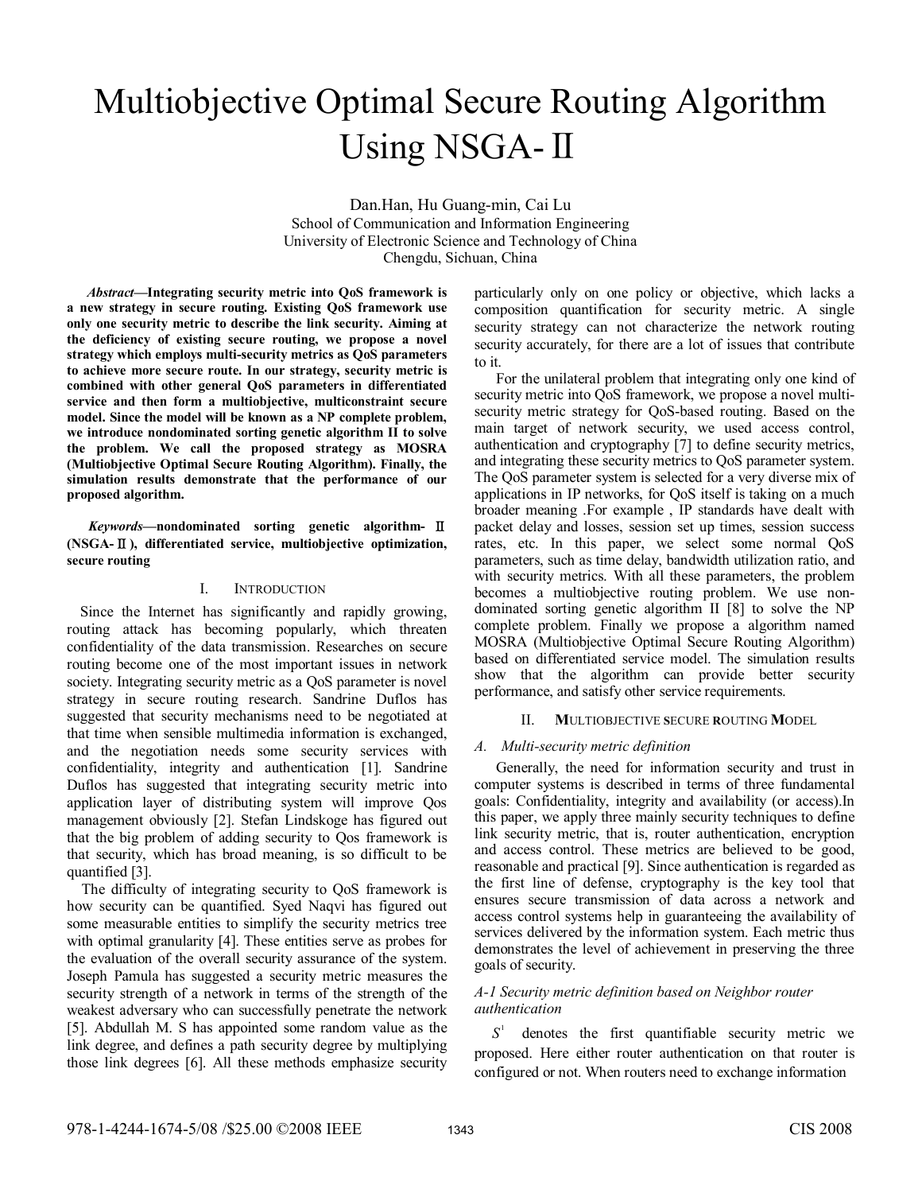# Multiobjective Optimal Secure Routing Algorithm Using NSGA-Ⅱ

Dan.Han, Hu Guang-min, Cai Lu
School of Communication and Information Engineering
University of Electronic Science and Technology of China
Chengdu, Sichuan, China

***Abstract*—Integrating security metric into QoS framework is a new strategy in secure routing. Existing QoS framework use only one security metric to describe the link security. Aiming at the deficiency of existing secure routing, we propose a novel strategy which employs multi-security metrics as QoS parameters to achieve more secure route. In our strategy, security metric is combined with other general QoS parameters in differentiated service and then form a multiobjective, multiconstraint secure model. Since the model will be known as a NP complete problem, we introduce nondominated sorting genetic algorithm II to solve the problem. We call the proposed strategy as MOSRA (Multiobjective Optimal Secure Routing Algorithm). Finally, the simulation results demonstrate that the performance of our proposed algorithm.**

***Keywords*—nondominated sorting genetic algorithm-Ⅱ (NSGA-Ⅱ), differentiated service, multiobjective optimization, secure routing**

## I. Introduction

Since the Internet has significantly and rapidly growing, routing attack has becoming popularly, which threaten confidentiality of the data transmission. Researches on secure routing become one of the most important issues in network society. Integrating security metric as a QoS parameter is novel strategy in secure routing research. Sandrine Duflos has suggested that security mechanisms need to be negotiated at that time when sensible multimedia information is exchanged, and the negotiation needs some security services with confidentiality, integrity and authentication [1]. Sandrine Duflos has suggested that integrating security metric into application layer of distributing system will improve Qos management obviously [2]. Stefan Lindskoge has figured out that the big problem of adding security to Qos framework is that security, which has broad meaning, is so difficult to be quantified [3].

The difficulty of integrating security to QoS framework is how security can be quantified. Syed Naqvi has figured out some measurable entities to simplify the security metrics tree with optimal granularity [4]. These entities serve as probes for the evaluation of the overall security assurance of the system. Joseph Pamula has suggested a security metric measures the security strength of a network in terms of the strength of the weakest adversary who can successfully penetrate the network [5]. Abdullah M. S has appointed some random value as the link degree, and defines a path security degree by multiplying those link degrees [6]. All these methods emphasize security particularly only on one policy or objective, which lacks a composition quantification for security metric. A single security strategy can not characterize the network routing security accurately, for there are a lot of issues that contribute to it.

For the unilateral problem that integrating only one kind of security metric into QoS framework, we propose a novel multi-security metric strategy for QoS-based routing. Based on the main target of network security, we used access control, authentication and cryptography [7] to define security metrics, and integrating these security metrics to QoS parameter system. The QoS parameter system is selected for a very diverse mix of applications in IP networks, for QoS itself is taking on a much broader meaning .For example , IP standards have dealt with packet delay and losses, session set up times, session success rates, etc. In this paper, we select some normal QoS parameters, such as time delay, bandwidth utilization ratio, and with security metrics. With all these parameters, the problem becomes a multiobjective routing problem. We use non-dominated sorting genetic algorithm II [8] to solve the NP complete problem. Finally we propose a algorithm named MOSRA (Multiobjective Optimal Secure Routing Algorithm) based on differentiated service model. The simulation results show that the algorithm can provide better security performance, and satisfy other service requirements.

## II. Multiobjective Secure Routing Model

### *A. Multi-security metric definition*

Generally, the need for information security and trust in computer systems is described in terms of three fundamental goals: Confidentiality, integrity and availability (or access).In this paper, we apply three mainly security techniques to define link security metric, that is, router authentication, encryption and access control. These metrics are believed to be good, reasonable and practical [9]. Since authentication is regarded as the first line of defense, cryptography is the key tool that ensures secure transmission of data across a network and access control systems help in guaranteeing the availability of services delivered by the information system. Each metric thus demonstrates the level of achievement in preserving the three goals of security.

#### *A-1 Security metric definition based on Neighbor router authentication*

$S^1$ denotes the first quantifiable security metric $w$ proposed. Here either router authentication on that router is configured or not. When routers need to exchange information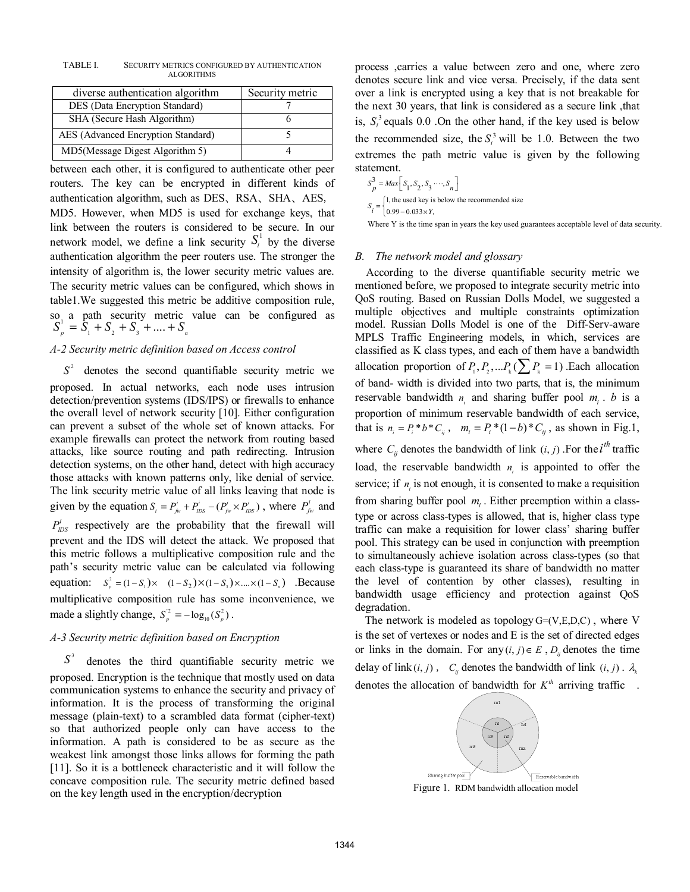TABLE I. SECURITY METRICS CONFIGURED BY AUTHENTICATION ALGORITHMS

| diverse authentication algorithm | Security metric |
| --- | --- |
| DES (Data Encryption Standard) | 7 |
| SHA (Secure Hash Algorithm) | 6 |
| AES (Advanced Encryption Standard) | 5 |
| MD5(Message Digest Algorithm 5) | 4 |

between each other, it is configured to authenticate other peer routers. The key can be encrypted in different kinds of authentication algorithm, such as DES、RSA、SHA、AES、MD5. However, when MD5 is used for exchange keys, that link between the routers is considered to be secure. In our network model, we define a link security $S_i^1$ by the diverse authentication algorithm the peer routers use. The stronger the intensity of algorithm is, the lower security metric values are. The security metric values can be configured, which shows in table1.We suggested this metric be additive composition rule, so a path security metric value can be configured as $S_p^1 = S_1 + S_2 + S_3 + .... + S_n$

*A-2 Security metric definition based on Access control*

$S^2$ denotes the second quantifiable security metric we proposed. In actual networks, each node uses intrusion detection/prevention systems (IDS/IPS) or firewalls to enhance the overall level of network security [10]. Either configuration can prevent a subset of the whole set of known attacks. For example firewalls can protect the network from routing based attacks, like source routing and path redirecting. Intrusion detection systems, on the other hand, detect with high accuracy those attacks with known patterns only, like denial of service. The link security metric value of all links leaving that node is given by the equation $S_i = P_{fw}^i + P_{IDS}^i - (P_{fw}^i \times P_{IDS}^i)$ , where $P_{fw}^i$ and $P_{IDS}^i$ respectively are the probability that the firewall will prevent and the IDS will detect the attack. We proposed that this metric follows a multiplicative composition rule and the path's security metric value can be calculated via following equation: $S_p^2 = (1 - S_1) \times (1 - S_2) \times (1 - S_3) \times .... \times (1 - S_n)$ .Because multiplicative composition rule has some inconvenience, we made a slightly change, $S_p^{'2} = -\log_{10}(S_p^2)$ .

*A-3 Security metric definition based on Encryption*

$S^3$ denotes the third quantifiable security metric we proposed. Encryption is the technique that mostly used on data communication systems to enhance the security and privacy of information. It is the process of transforming the original message (plain-text) to a scrambled data format (cipher-text) so that authorized people only can have access to the information. A path is considered to be as secure as the weakest link amongst those links allows for forming the path [11]. So it is a bottleneck characteristic and it will follow the concave composition rule. The security metric defined based on the key length used in the encryption/decryption process ,carries a value between zero and one, where zero denotes secure link and vice versa. Precisely, if the data sent over a link is encrypted using a key that is not breakable for the next 30 years, that link is considered as a secure link ,that is, $S_i^3$ equals 0.0 .On the other hand, if the key used is below the recommended size, the $S_i^3$ will be 1.0. Between the two extremes the path metric value is given by the following statement.

$$S_p^3 = Max\left[S_1, S_2, S_3 \cdots, S_n\right]$$

$$S_i = \begin{cases} 1, \text{the used key is below the recommended size} \\ 0.99 - 0.033 \times Y, \end{cases}$$

Where Y is the time span in years the key used guarantees acceptable level of data security.

### B. The network model and glossary

According to the diverse quantifiable security metric we mentioned before, we proposed to integrate security metric into QoS routing. Based on Russian Dolls Model, we suggested a multiple objectives and multiple constraints optimization model. Russian Dolls Model is one of the Diff-Serv-aware MPLS Traffic Engineering models, in which, services are classified as K class types, and each of them have a bandwidth allocation proportion of $P_1, P_2, ...P_k$ ($\sum P_k = 1$) .Each allocation of band- width is divided into two parts, that is, the minimum reservable bandwidth $n_i$ and sharing buffer pool $m_i$ . $b$ is a proportion of minimum reservable bandwidth of each service, that is $n_i = P_i * b * C_{ij}$ , $m_i = P_i * (1-b) * C_{ij}$ , as shown in Fig.1, where $C_{ij}$ denotes the bandwidth of link $(i, j)$ .For the $i^{th}$ traffic load, the reservable bandwidth $n_i$ is appointed to offer the service; if $n_i$ is not enough, it is consented to make a requisition from sharing buffer pool $m_i$ . Either preemption within a class-type or across class-types is allowed, that is, higher class type traffic can make a requisition for lower class' sharing buffer pool. This strategy can be used in conjunction with preemption to simultaneously achieve isolation across class-types (so that each class-type is guaranteed its share of bandwidth no matter the level of contention by other classes), resulting in bandwidth usage efficiency and protection against QoS degradation.

The network is modeled as topology G=(V,E,D,C) , where V is the set of vertexes or nodes and E is the set of directed edges or links in the domain. For any $(i, j) \in E$ , $D_{ij}$ denotes the time delay of link $(i, j)$ , $C_{ij}$ denotes the bandwidth of link $(i, j)$ . $\lambda_k$ denotes the allocation of bandwidth for $K^{th}$ arriving traffic .

Figure 1. RDM bandwidth allocation model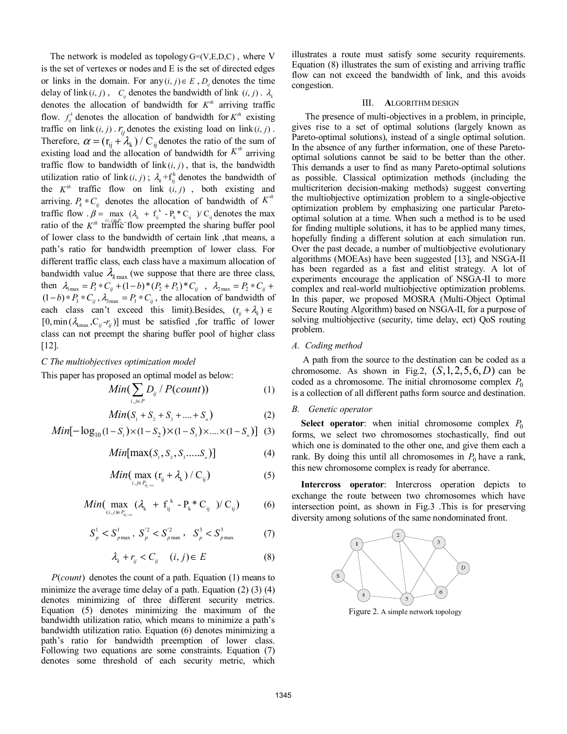The network is modeled as topology G=(V,E,D,C) , where V is the set of vertexes or nodes and E is the set of directed edges or links in the domain. For any $(i,j) \in E$ , $D_{ij}$ denotes the time delay of link $(i,j)$ , $C_{ij}$ denotes the bandwidth of link $(i,j)$ . $\lambda_k$ denotes the allocation of bandwidth for $K^{th}$ arriving traffic flow. $f_{ij}^k$ denotes the allocation of bandwidth for $K^{th}$ existing traffic on link $(i,j)$ . $r_{ij}$ denotes the existing load on link $(i,j)$ . Therefore, $\alpha = (r_{ij} + \lambda_k) / C_{ij}$ denotes the ratio of the sum of existing load and the allocation of bandwidth for $K^{th}$ arriving traffic flow to bandwidth of link $(i,j)$ , that is, the bandwidth utilization ratio of link $(i,j)$ ; $\lambda_k + f_{ij}^k$ denotes the bandwidth of the $K^{th}$ traffic flow on link $(i,j)$ , both existing and arriving. $P_k * C_{ij}$ denotes the allocation of bandwidth of $K^{th}$ traffic flow . $\beta = \max_{(i,j)\in P_{d_i \to s}} (\lambda_k + f_{ij}^k - P_k * C_{ij})/ C_{ij}$ denotes the max ratio of the $K^{th}$ traffic flow preempted the sharing buffer pool of lower class to the bandwidth of certain link ,that means, a path's ratio for bandwidth preemption of lower class. For different traffic class, each class have a maximum allocation of bandwidth value $\lambda_{k\max}$ (we suppose that there are three class, then $\lambda_{1\max} = P_1 * C_{ij} + (1-b)*(P_2 + P_3)*C_{ij}$ , $\lambda_{2\max} = P_2 * C_{ij} + (1-b)*P_3 * C_{ij}$ , $\lambda_{3\max} = P_3 * C_{ij}$ , the allocation of bandwidth of each class can't exceed this limit).Besides, $(r_{ij} + \lambda_k) \in [0, \min(\lambda_{k\max}, C_{ij} - r_{ij})]$ must be satisfied ,for traffic of lower class can not preempt the sharing buffer pool of higher class [12].

*C The multiobjectives optimization model*

This paper has proposed an optimal model as below:

$$Min(\sum_{i,j\in P} D_{ij} / P(count)) \qquad (1)$$

$$Min(S_1 + S_2 + S_3 + .... + S_n) \qquad (2)$$

$$Min[-\log_{10}(1-S_1)\times(1-S_2)\times(1-S_3)\times....\times(1-S_n)] \qquad (3)$$

$$Min[\max(S_1, S_2, S_3 .....S_n)] \qquad (4)$$

$$Min(\max_{i,j\in P_{d_i \to s}} (r_{ij} + \lambda_k) / C_{ij}) \qquad (5)$$

$$Min(\max_{(i,j)\in P_{d_i \to s}} (\lambda_k + f_{ij}^k - P_k * C_{ij})/ C_{ij}) \qquad (6)$$

$$S_p^1 < S_{p\max}^1 , \; S_p^{'2} < S_{p\max}^{'2} , \; S_p^3 < S_{p\max}^3 \qquad (7)$$

$$\lambda_k + r_{ij} < C_{ij} \quad (i,j) \in E \qquad (8)$$

$P(count)$ denotes the count of a path. Equation (1) means to minimize the average time delay of a path. Equation (2) (3) (4) denotes minimizing of three different security metrics. Equation (5) denotes minimizing the maximum of the bandwidth utilization ratio, which means to minimize a path's bandwidth utilization ratio. Equation (6) denotes minimizing a path's ratio for bandwidth preemption of lower class. Following two equations are some constraints. Equation (7) denotes some threshold of each security metric, which illustrates a route must satisfy some security requirements. Equation (8) illustrates the sum of existing and arriving traffic flow can not exceed the bandwidth of link, and this avoids congestion.

## III. ALGORITHM DESIGN

The presence of multi-objectives in a problem, in principle, gives rise to a set of optimal solutions (largely known as Pareto-optimal solutions), instead of a single optimal solution. In the absence of any further information, one of these Pareto-optimal solutions cannot be said to be better than the other. This demands a user to find as many Pareto-optimal solutions as possible. Classical optimization methods (including the multicriterion decision-making methods) suggest converting the multiobjective optimization problem to a single-objective optimization problem by emphasizing one particular Pareto-optimal solution at a time. When such a method is to be used for finding multiple solutions, it has to be applied many times, hopefully finding a different solution at each simulation run. Over the past decade, a number of multiobjective evolutionary algorithms (MOEAs) have been suggested [13], and NSGA-II has been regarded as a fast and elitist strategy. A lot of experiments encourage the application of NSGA-II to more complex and real-world multiobjective optimization problems. In this paper, we proposed MOSRA (Multi-Object Optimal Secure Routing Algorithm) based on NSGA-II, for a purpose of solving multiobjective (security, time delay, ect) QoS routing problem.

### A. Coding method

A path from the source to the destination can be coded as a chromosome. As shown in Fig.2, $(S,1,2,5,6,D)$ can be coded as a chromosome. The initial chromosome complex $P_0$ is a collection of all different paths form source and destination.

### B. Genetic operator

**Select operator**: when initial chromosome complex $P_0$ forms, we select two chromosomes stochastically, find out which one is dominated to the other one, and give them each a rank. By doing this until all chromosomes in $P_0$ have a rank, this new chromosome complex is ready for aberrance.

**Intercross operator**: Intercross operation depicts to exchange the route between two chromosomes which have intersection point, as shown in Fig.3 .This is for preserving diversity among solutions of the same nondominated front.

Figure 2. A simple network topology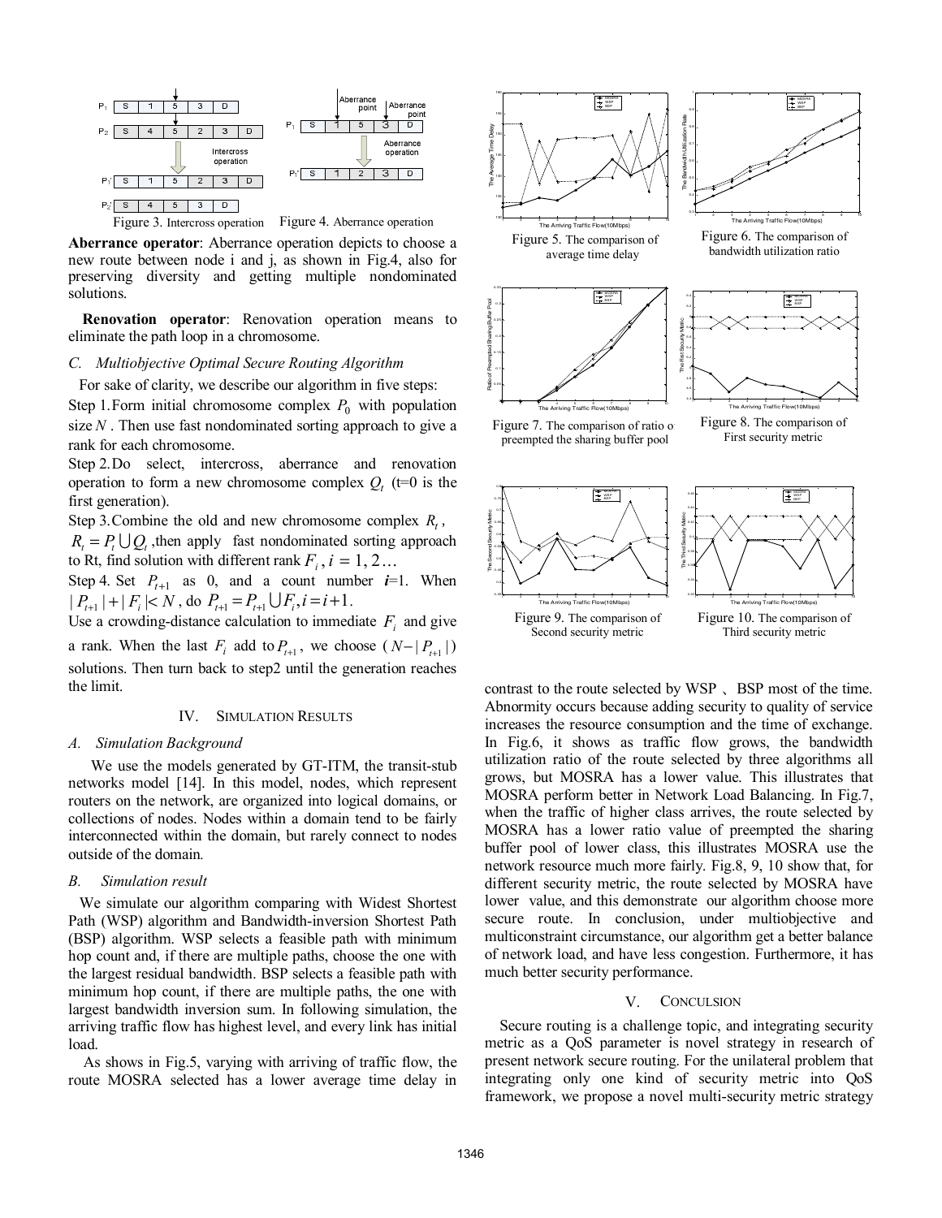Figure 3. Intercross operation

Figure 4. Aberrance operation

**Aberrance operator**: Aberrance operation depicts to choose a new route between node i and j, as shown in Fig.4, also for preserving diversity and getting multiple nondominated solutions.

**Renovation operator**: Renovation operation means to eliminate the path loop in a chromosome.

### *C. Multiobjective Optimal Secure Routing Algorithm*

For sake of clarity, we describe our algorithm in five steps:

Step 1. Form initial chromosome complex $P_0$ with population size $N$. Then use fast nondominated sorting approach to give a rank for each chromosome.

Step 2. Do select, intercross, aberrance and renovation operation to form a new chromosome complex $Q_t$ (t=0 is the first generation).

Step 3. Combine the old and new chromosome complex $R_t$, $R_t = P_t \bigcup Q_t$, then apply fast nondominated sorting approach to Rt, find solution with different rank $F_i$, $i = 1, 2\ldots$

Step 4. Set $P_{t+1}$ as 0, and a count number $i$=1. When $|P_{t+1}| + |F_i| < N$, do $P_{t+1} = P_{t+1} \bigcup F_i, i = i+1$.

Use a crowding-distance calculation to immediate $F_i$ and give a rank. When the last $F_i$ add to $P_{t+1}$, we choose $(N - |P_{t+1}|)$ solutions. Then turn back to step2 until the generation reaches the limit.

## IV. Simulation Results

### *A. Simulation Background*

We use the models generated by GT-ITM, the transit-stub networks model [14]. In this model, nodes, which represent routers on the network, are organized into logical domains, or collections of nodes. Nodes within a domain tend to be fairly interconnected within the domain, but rarely connect to nodes outside of the domain.

### *B. Simulation result*

We simulate our algorithm comparing with Widest Shortest Path (WSP) algorithm and Bandwidth-inversion Shortest Path (BSP) algorithm. WSP selects a feasible path with minimum hop count and, if there are multiple paths, choose the one with the largest residual bandwidth. BSP selects a feasible path with minimum hop count, if there are multiple paths, the one with largest bandwidth inversion sum. In following simulation, the arriving traffic flow has highest level, and every link has initial load.

As shows in Fig.5, varying with arriving of traffic flow, the route MOSRA selected has a lower average time delay in

Figure 5. The comparison of average time delay

Figure 6. The comparison of bandwidth utilization ratio

Figure 7. The comparison of ratio of preempted the sharing buffer pool

Figure 8. The comparison of First security metric

Figure 9. The comparison of Second security metric

Figure 10. The comparison of Third security metric

contrast to the route selected by WSP 、BSP most of the time. Abnormity occurs because adding security to quality of service increases the resource consumption and the time of exchange. In Fig.6, it shows as traffic flow grows, the bandwidth utilization ratio of the route selected by three algorithms all grows, but MOSRA has a lower value. This illustrates that MOSRA perform better in Network Load Balancing. In Fig.7, when the traffic of higher class arrives, the route selected by MOSRA has a lower ratio value of preempted the sharing buffer pool of lower class, this illustrates MOSRA use the network resource much more fairly. Fig.8, 9, 10 show that, for different security metric, the route selected by MOSRA have lower value, and this demonstrate our algorithm choose more secure route. In conclusion, under multiobjective and multiconstraint circumstance, our algorithm get a better balance of network load, and have less congestion. Furthermore, it has much better security performance.

## V. Conclusion

Secure routing is a challenge topic, and integrating security metric as a QoS parameter is novel strategy in research of present network secure routing. For the unilateral problem that integrating only one kind of security metric into QoS framework, we propose a novel multi-security metric strategy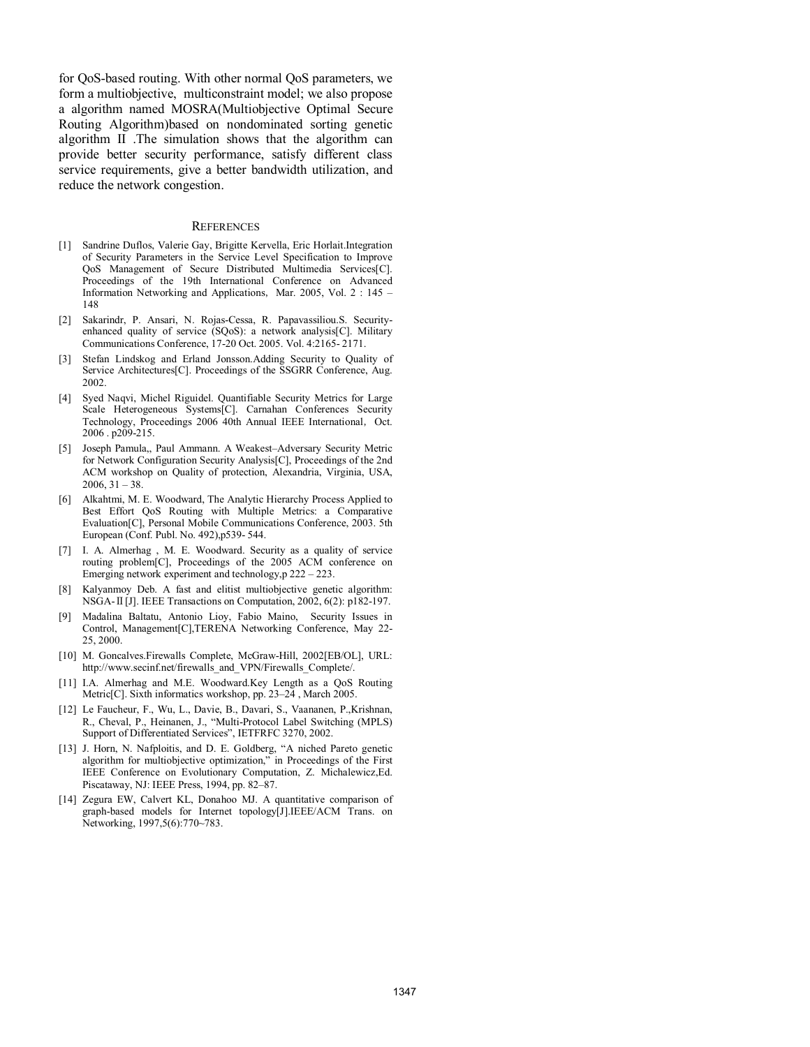for QoS-based routing. With other normal QoS parameters, we form a multiobjective, multiconstraint model; we also propose a algorithm named MOSRA(Multiobjective Optimal Secure Routing Algorithm)based on nondominated sorting genetic algorithm II .The simulation shows that the algorithm can provide better security performance, satisfy different class service requirements, give a better bandwidth utilization, and reduce the network congestion.

## REFERENCES

[1] Sandrine Duflos, Valerie Gay, Brigitte Kervella, Eric Horlait.Integration of Security Parameters in the Service Level Specification to Improve QoS Management of Secure Distributed Multimedia Services[C]. Proceedings of the 19th International Conference on Advanced Information Networking and Applications, Mar. 2005, Vol. 2 : 145 – 148

[2] Sakarindr, P. Ansari, N. Rojas-Cessa, R. Papavassiliou.S. Security-enhanced quality of service (SQoS): a network analysis[C]. Military Communications Conference, 17-20 Oct. 2005. Vol. 4:2165- 2171.

[3] Stefan Lindskog and Erland Jonsson.Adding Security to Quality of Service Architectures[C]. Proceedings of the SSGRR Conference, Aug. 2002.

[4] Syed Naqvi, Michel Riguidel. Quantifiable Security Metrics for Large Scale Heterogeneous Systems[C]. Carnahan Conferences Security Technology, Proceedings 2006 40th Annual IEEE International, Oct. 2006 . p209-215.

[5] Joseph Pamula,, Paul Ammann. A Weakest–Adversary Security Metric for Network Configuration Security Analysis[C], Proceedings of the 2nd ACM workshop on Quality of protection, Alexandria, Virginia, USA, 2006, 31 – 38.

[6] Alkahtmi, M. E. Woodward, The Analytic Hierarchy Process Applied to Best Effort QoS Routing with Multiple Metrics: a Comparative Evaluation[C], Personal Mobile Communications Conference, 2003. 5th European (Conf. Publ. No. 492),p539- 544.

[7] I. A. Almerhag , M. E. Woodward. Security as a quality of service routing problem[C], Proceedings of the 2005 ACM conference on Emerging network experiment and technology,p 222 – 223.

[8] Kalyanmoy Deb. A fast and elitist multiobjective genetic algorithm: NSGA-Ⅱ[J]. IEEE Transactions on Computation, 2002, 6(2): p182-197.

[9] Madalina Baltatu, Antonio Lioy, Fabio Maino, Security Issues in Control, Management[C],TERENA Networking Conference, May 22-25, 2000.

[10] M. Goncalves.Firewalls Complete, McGraw-Hill, 2002[EB/OL], URL: http://www.secinf.net/firewalls_and_VPN/Firewalls_Complete/.

[11] I.A. Almerhag and M.E. Woodward.Key Length as a QoS Routing Metric[C]. Sixth informatics workshop, pp. 23–24 , March 2005.

[12] Le Faucheur, F., Wu, L., Davie, B., Davari, S., Vaananen, P.,Krishnan, R., Cheval, P., Heinanen, J., "Multi-Protocol Label Switching (MPLS) Support of Differentiated Services", IETFRFC 3270, 2002.

[13] J. Horn, N. Nafploitis, and D. E. Goldberg, "A niched Pareto genetic algorithm for multiobjective optimization," in Proceedings of the First IEEE Conference on Evolutionary Computation, Z. Michalewicz,Ed. Piscataway, NJ: IEEE Press, 1994, pp. 82–87.

[14] Zegura EW, Calvert KL, Donahoo MJ. A quantitative comparison of graph-based models for Internet topology[J].IEEE/ACM Trans. on Networking, 1997,5(6):770~783.